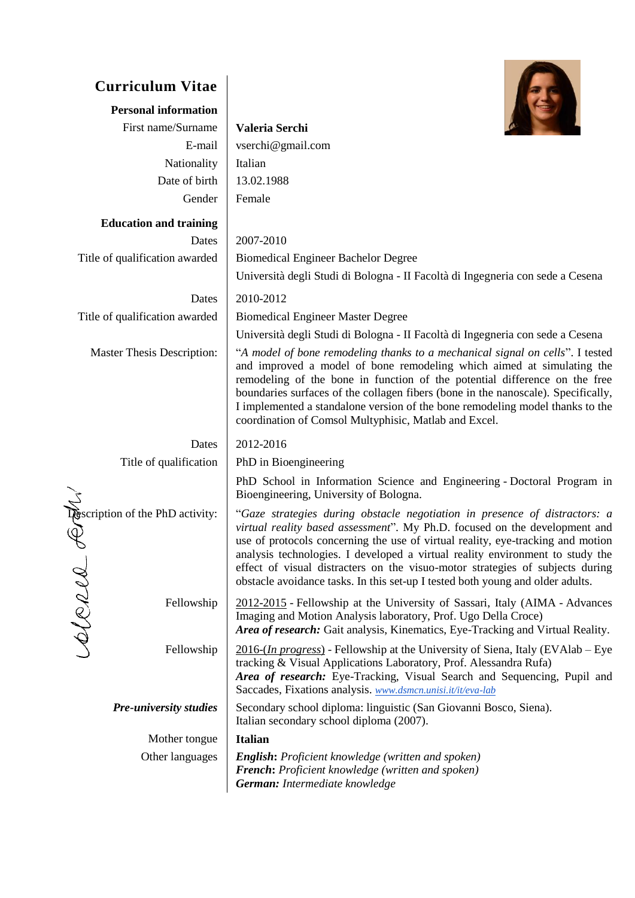# Curriculum Vitae

## Personal information

| | |
|---|---|
| First name/Surname | **Valeria Serchi** |
| E-mail | vserchi@gmail.com |
| Nationality | Italian |
| Date of birth | 13.02.1988 |
| Gender | Female |

## Education and training

| | |
|---|---|
| Dates | 2007-2010 |
| Title of qualification awarded | Biomedical Engineer Bachelor Degree<br>Università degli Studi di Bologna - II Facoltà di Ingegneria con sede a Cesena |
| Dates | 2010-2012 |
| Title of qualification awarded | Biomedical Engineer Master Degree<br>Università degli Studi di Bologna - II Facoltà di Ingegneria con sede a Cesena |
| Master Thesis Description: | "*A model of bone remodeling thanks to a mechanical signal on cells*". I tested and improved a model of bone remodeling which aimed at simulating the remodeling of the bone in function of the potential difference on the free boundaries surfaces of the collagen fibers (bone in the nanoscale). Specifically, I implemented a standalone version of the bone remodeling model thanks to the coordination of Comsol Multyphisic, Matlab and Excel. |
| Dates | 2012-2016 |
| Title of qualification | PhD in Bioengineering<br>PhD School in Information Science and Engineering - Doctoral Program in Bioengineering, University of Bologna. |
| Description of the PhD activity: | "*Gaze strategies during obstacle negotiation in presence of distractors: a virtual reality based assessment*". My Ph.D. focused on the development and use of protocols concerning the use of virtual reality, eye-tracking and motion analysis technologies. I developed a virtual reality environment to study the effect of visual distracters on the visuo-motor strategies of subjects during obstacle avoidance tasks. In this set-up I tested both young and older adults. |
| Fellowship | 2012-2015 - Fellowship at the University of Sassari, Italy (AIMA - Advances Imaging and Motion Analysis laboratory, Prof. Ugo Della Croce)<br>***Area of research:*** Gait analysis, Kinematics, Eye-Tracking and Virtual Reality. |
| Fellowship | 2016-(*In progress*) - Fellowship at the University of Siena, Italy (EVAlab – Eye tracking & Visual Applications Laboratory, Prof. Alessandra Rufa)<br>***Area of research:*** Eye-Tracking, Visual Search and Sequencing, Pupil and Saccades, Fixations analysis. *www.dsmcn.unisi.it/it/eva-lab* |
| ***Pre-university studies*** | Secondary school diploma: linguistic (San Giovanni Bosco, Siena).<br>Italian secondary school diploma (2007). |
| Mother tongue | **Italian** |
| Other languages | ***English*****:** *Proficient knowledge (written and spoken)*<br>***French*****:** *Proficient knowledge (written and spoken)*<br>***German:*** *Intermediate knowledge* |

Valeria Serchi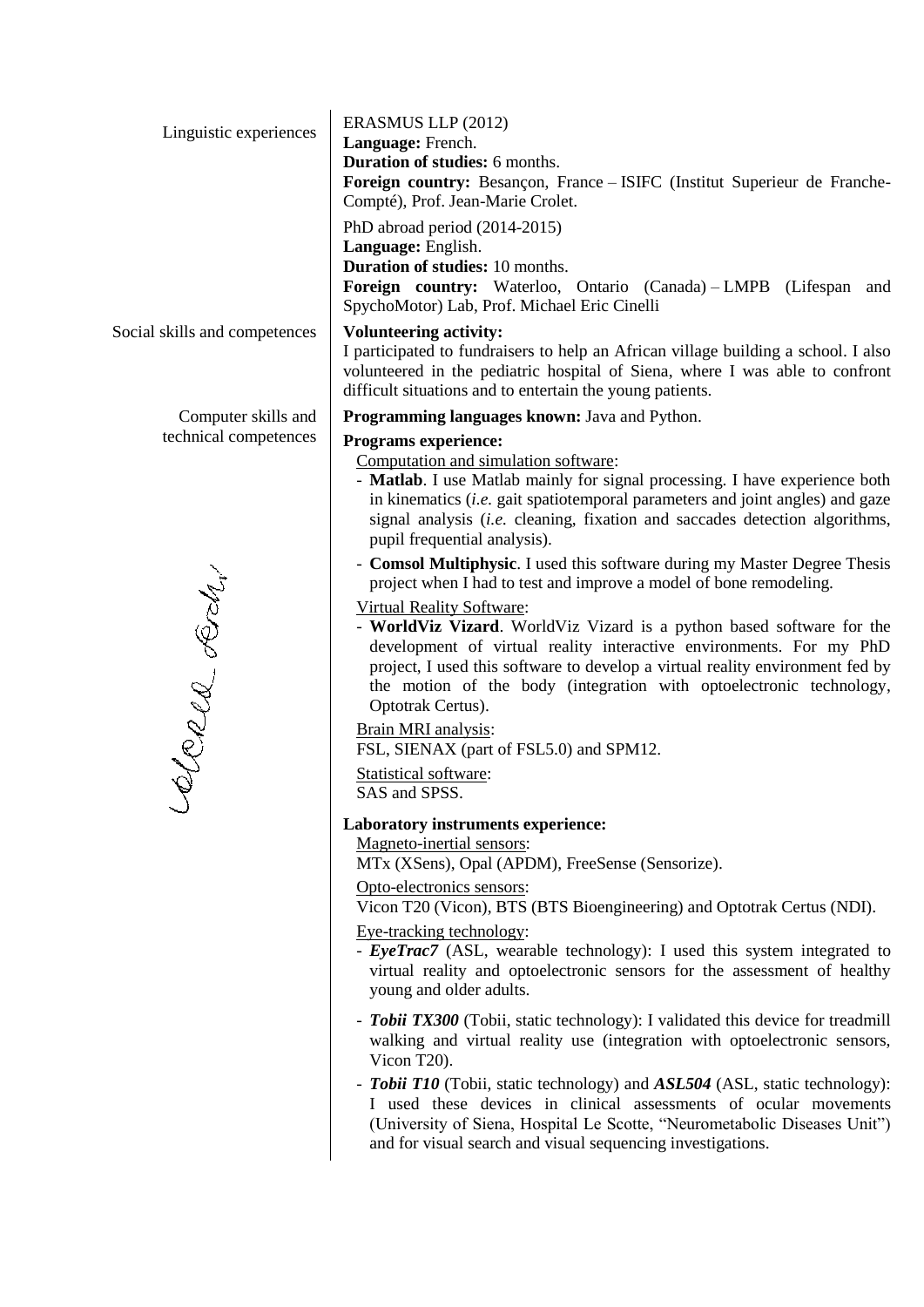## Linguistic experiences

ERASMUS LLP (2012)
**Language:** French.
**Duration of studies:** 6 months.
**Foreign country:** Besançon, France – ISIFC (Institut Superieur de Franche-Compté), Prof. Jean-Marie Crolet.

PhD abroad period (2014-2015)
**Language:** English.
**Duration of studies:** 10 months.
**Foreign country:** Waterloo, Ontario (Canada) – LMPB (Lifespan and SpychoMotor) Lab, Prof. Michael Eric Cinelli

## Social skills and competences

**Volunteering activity:**
I participated to fundraisers to help an African village building a school. I also volunteered in the pediatric hospital of Siena, where I was able to confront difficult situations and to entertain the young patients.

## Computer skills and technical competences

**Programming languages known:** Java and Python.

**Programs experience:**

Computation and simulation software:
- **Matlab**. I use Matlab mainly for signal processing. I have experience both in kinematics (*i.e.* gait spatiotemporal parameters and joint angles) and gaze signal analysis (*i.e.* cleaning, fixation and saccades detection algorithms, pupil frequential analysis).
- **Comsol Multiphysic**. I used this software during my Master Degree Thesis project when I had to test and improve a model of bone remodeling.

Virtual Reality Software:
- **WorldViz Vizard**. WorldViz Vizard is a python based software for the development of virtual reality interactive environments. For my PhD project, I used this software to develop a virtual reality environment fed by the motion of the body (integration with optoelectronic technology, Optotrak Certus).

Brain MRI analysis:
FSL, SIENAX (part of FSL5.0) and SPM12.

Statistical software:
SAS and SPSS.

**Laboratory instruments experience:**

Magneto-inertial sensors:
MTx (XSens), Opal (APDM), FreeSense (Sensorize).

Opto-electronics sensors:
Vicon T20 (Vicon), BTS (BTS Bioengineering) and Optotrak Certus (NDI).

Eye-tracking technology:
- ***EyeTrac7*** (ASL, wearable technology): I used this system integrated to virtual reality and optoelectronic sensors for the assessment of healthy young and older adults.
- ***Tobii TX300*** (Tobii, static technology): I validated this device for treadmill walking and virtual reality use (integration with optoelectronic sensors, Vicon T20).
- ***Tobii T10*** (Tobii, static technology) and ***ASL504*** (ASL, static technology): I used these devices in clinical assessments of ocular movements (University of Siena, Hospital Le Scotte, "Neurometabolic Diseases Unit") and for visual search and visual sequencing investigations.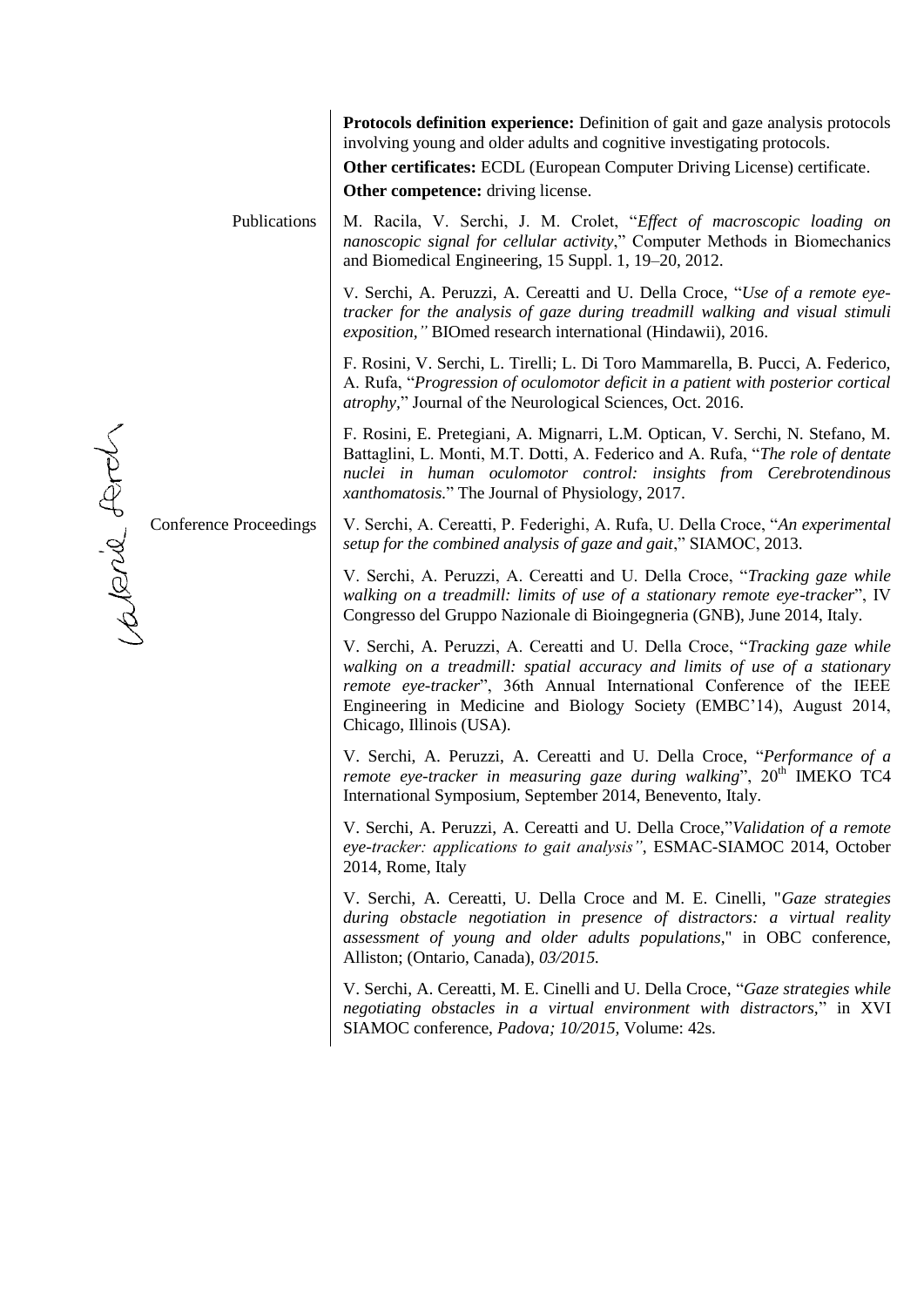**Protocols definition experience:** Definition of gait and gaze analysis protocols involving young and older adults and cognitive investigating protocols.

**Other certificates:** ECDL (European Computer Driving License) certificate.

**Other competence:** driving license.

## Publications

M. Racila, V. Serchi, J. M. Crolet, "*Effect of macroscopic loading on nanoscopic signal for cellular activity*," Computer Methods in Biomechanics and Biomedical Engineering, 15 Suppl. 1, 19–20, 2012.

V. Serchi, A. Peruzzi, A. Cereatti and U. Della Croce, "*Use of a remote eye-tracker for the analysis of gaze during treadmill walking and visual stimuli exposition,"* BIOmed research international (Hindawii), 2016.

F. Rosini, V. Serchi, L. Tirelli; L. Di Toro Mammarella, B. Pucci, A. Federico, A. Rufa, "*Progression of oculomotor deficit in a patient with posterior cortical atrophy,*" Journal of the Neurological Sciences, Oct. 2016.

F. Rosini, E. Pretegiani, A. Mignarri, L.M. Optican, V. Serchi, N. Stefano, M. Battaglini, L. Monti, M.T. Dotti, A. Federico and A. Rufa, "*The role of dentate nuclei in human oculomotor control: insights from Cerebrotendinous xanthomatosis.*" The Journal of Physiology, 2017.

## Conference Proceedings

V. Serchi, A. Cereatti, P. Federighi, A. Rufa, U. Della Croce, "*An experimental setup for the combined analysis of gaze and gait*," SIAMOC, 2013.

V. Serchi, A. Peruzzi, A. Cereatti and U. Della Croce, "*Tracking gaze while walking on a treadmill: limits of use of a stationary remote eye-tracker*", IV Congresso del Gruppo Nazionale di Bioingegneria (GNB), June 2014, Italy.

V. Serchi, A. Peruzzi, A. Cereatti and U. Della Croce, "*Tracking gaze while walking on a treadmill: spatial accuracy and limits of use of a stationary remote eye-tracker*", 36th Annual International Conference of the IEEE Engineering in Medicine and Biology Society (EMBC'14), August 2014, Chicago, Illinois (USA).

V. Serchi, A. Peruzzi, A. Cereatti and U. Della Croce, "*Performance of a remote eye-tracker in measuring gaze during walking*", 20th IMEKO TC4 International Symposium, September 2014, Benevento, Italy.

V. Serchi, A. Peruzzi, A. Cereatti and U. Della Croce,"*Validation of a remote eye-tracker: applications to gait analysis"*, ESMAC-SIAMOC 2014, October 2014, Rome, Italy

V. Serchi, A. Cereatti, U. Della Croce and M. E. Cinelli, "*Gaze strategies during obstacle negotiation in presence of distractors: a virtual reality assessment of young and older adults populations*," in OBC conference, Alliston; (Ontario, Canada), *03/2015.*

V. Serchi, A. Cereatti, M. E. Cinelli and U. Della Croce, "*Gaze strategies while negotiating obstacles in a virtual environment with distractors,*" in XVI SIAMOC conference, *Padova; 10/2015,* Volume: 42s.

Valeria Serchi